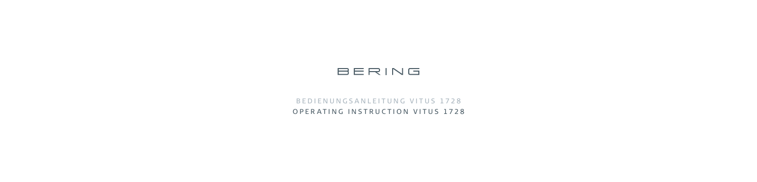# BERING

BEDIENUNGSANLEITUNG VITUS 1728

OPERATING INSTRUCTION VITUS 1728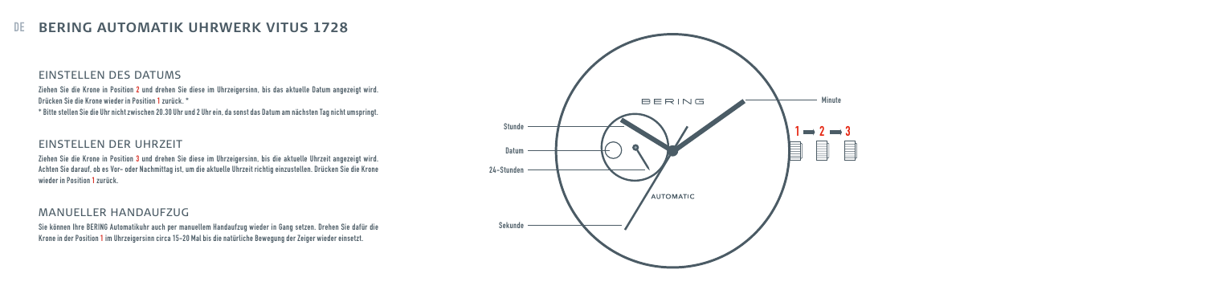# DE BERING AUTOMATIK UHRWERK VITUS 1728

## EINSTELLEN DES DATUMS

Ziehen Sie die Krone in Position 2 und drehen Sie diese im Uhrzeigersinn, bis das aktuelle Datum angezeigt wird. Drücken Sie die Krone wieder in Position 1 zurück. *

* Bitte stellen Sie die Uhr nicht zwischen 20.30 Uhr und 2 Uhr ein, da sonst das Datum am nächsten Tag nicht umspringt.

## EINSTELLEN DER UHRZEIT

Ziehen Sie die Krone in Position 3 und drehen Sie diese im Uhrzeigersinn, bis die aktuelle Uhrzeit angezeigt wird. Achten Sie darauf, ob es Vor- oder Nachmittag ist, um die aktuelle Uhrzeit richtig einzustellen. Drücken Sie die Krone wieder in Position 1 zurück.

## MANUELLER HANDAUFZUG

Sie können Ihre BERING Automatikuhr auch per manuellem Handaufzug wieder in Gang setzen. Drehen Sie dafür die Krone in der Position 1 im Uhrzeigersinn circa 15-20 Mal bis die natürliche Bewegung der Zeiger wieder einsetzt.

Stunde

Datum

24-Stunden

Sekunde

Minute

1 → 2 → 3

BERING

AUTOMATIC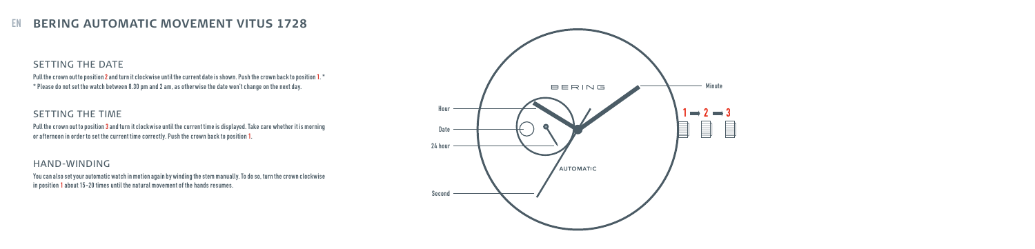# EN BERING AUTOMATIC MOVEMENT VITUS 1728

## SETTING THE DATE

Pull the crown out to position 2 and turn it clockwise until the current date is shown. Push the crown back to position 1. *
* Please do not set the watch between 8.30 pm and 2 am, as otherwise the date won't change on the next day.

## SETTING THE TIME

Pull the crown out to position 3 and turn it clockwise until the current time is displayed. Take care whether it is morning or afternoon in order to set the current time correctly. Push the crown back to position 1.

## HAND-WINDING

You can also set your automatic watch in motion again by winding the stem manually. To do so, turn the crown clockwise in position 1 about 15-20 times until the natural movement of the hands resumes.

Hour
Date
24 hour
Second
Minute
BERING
AUTOMATIC
1 → 2 → 3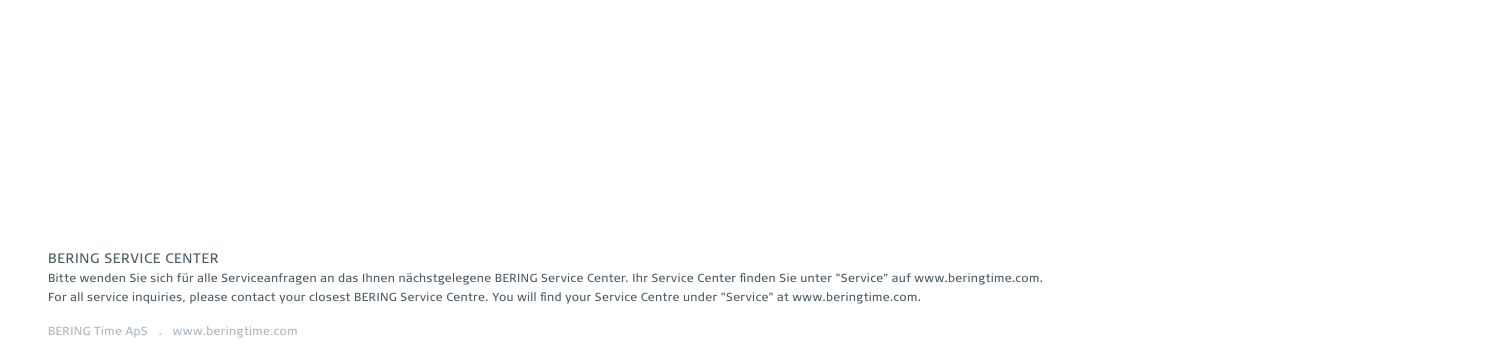BERING SERVICE CENTER

Bitte wenden Sie sich für alle Serviceanfragen an das Ihnen nächstgelegene BERING Service Center. Ihr Service Center finden Sie unter "Service" auf www.beringtime.com.

For all service inquiries, please contact your closest BERING Service Centre. You will find your Service Centre under "Service" at www.beringtime.com.

BERING Time ApS . www.beringtime.com